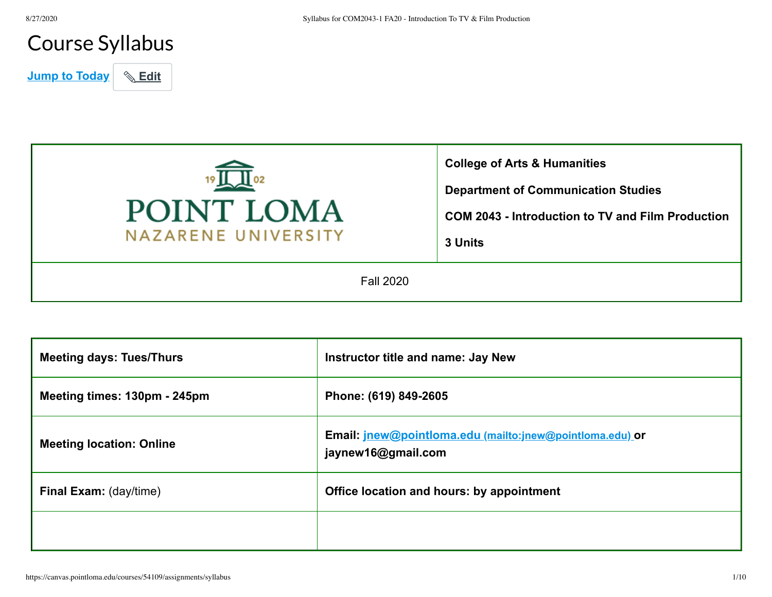# Course Syllabus

Jump to Today | Edit

| Point Loma Nazarene University (1902) | College of Arts & Humanities<br>Department of Communication Studies<br>COM 2043 - Introduction to TV and Film Production<br>3 Units |
|---|---|
| Fall 2020 | |

| **Meeting days: Tues/Thurs** | **Instructor title and name: Jay New** |
|---|---|
| **Meeting times: 130pm - 245pm** | **Phone: (619) 849-2605** |
| **Meeting location: Online** | **Email: [jnew@pointloma.edu](mailto:jnew@pointloma.edu) or jaynew16@gmail.com** |
| **Final Exam:** (day/time) | **Office location and hours: by appointment** |
| | |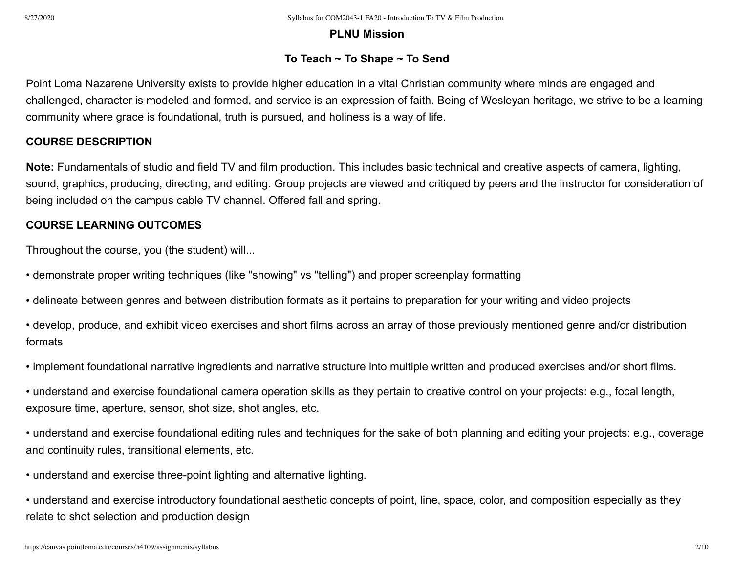## PLNU Mission

### To Teach ~ To Shape ~ To Send

Point Loma Nazarene University exists to provide higher education in a vital Christian community where minds are engaged and challenged, character is modeled and formed, and service is an expression of faith. Being of Wesleyan heritage, we strive to be a learning community where grace is foundational, truth is pursued, and holiness is a way of life.

## COURSE DESCRIPTION

**Note:** Fundamentals of studio and field TV and film production. This includes basic technical and creative aspects of camera, lighting, sound, graphics, producing, directing, and editing. Group projects are viewed and critiqued by peers and the instructor for consideration of being included on the campus cable TV channel. Offered fall and spring.

## COURSE LEARNING OUTCOMES

Throughout the course, you (the student) will...

• demonstrate proper writing techniques (like "showing" vs "telling") and proper screenplay formatting

• delineate between genres and between distribution formats as it pertains to preparation for your writing and video projects

• develop, produce, and exhibit video exercises and short films across an array of those previously mentioned genre and/or distribution formats

• implement foundational narrative ingredients and narrative structure into multiple written and produced exercises and/or short films.

• understand and exercise foundational camera operation skills as they pertain to creative control on your projects: e.g., focal length, exposure time, aperture, sensor, shot size, shot angles, etc.

• understand and exercise foundational editing rules and techniques for the sake of both planning and editing your projects: e.g., coverage and continuity rules, transitional elements, etc.

• understand and exercise three-point lighting and alternative lighting.

• understand and exercise introductory foundational aesthetic concepts of point, line, space, color, and composition especially as they relate to shot selection and production design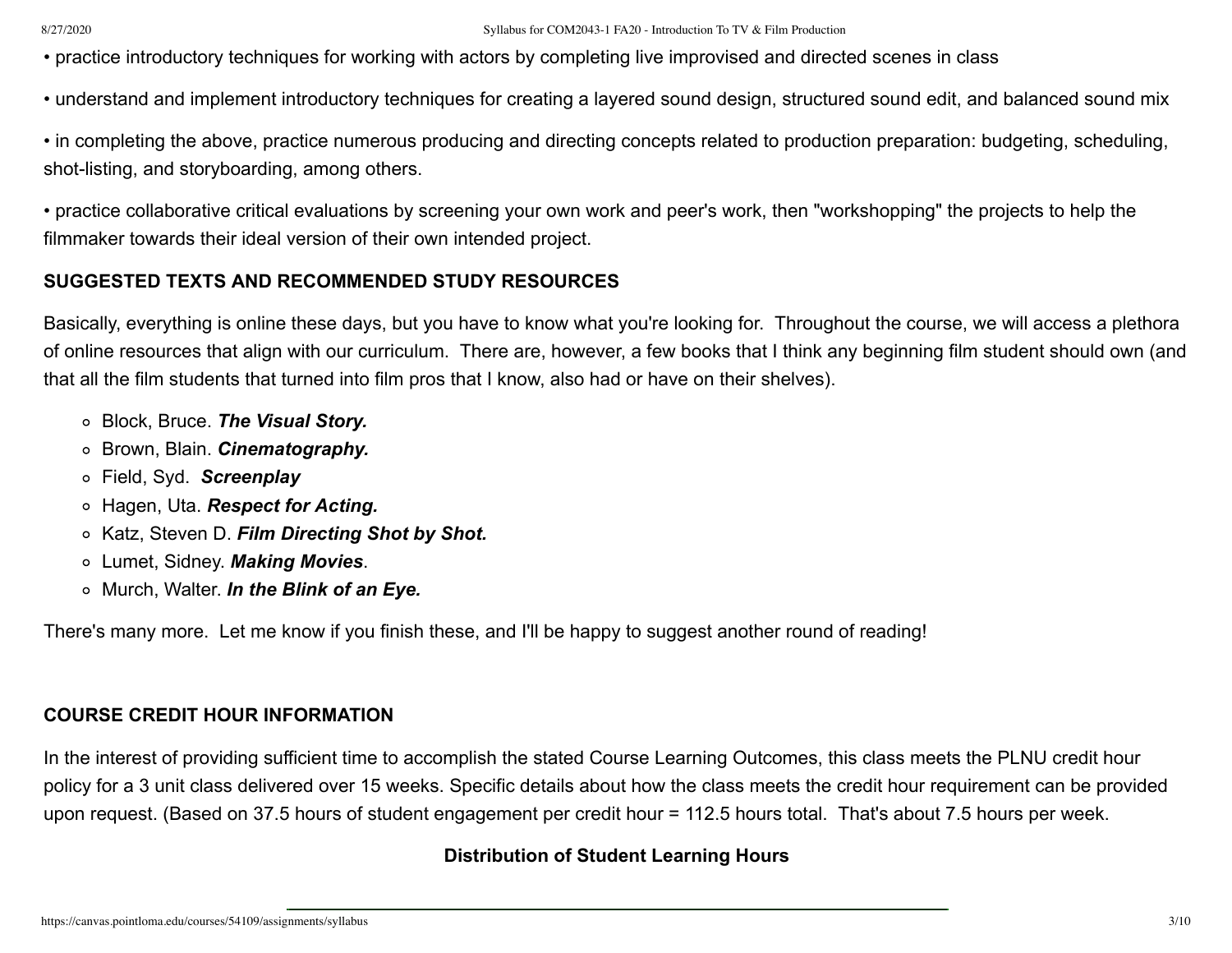• practice introductory techniques for working with actors by completing live improvised and directed scenes in class

• understand and implement introductory techniques for creating a layered sound design, structured sound edit, and balanced sound mix

• in completing the above, practice numerous producing and directing concepts related to production preparation: budgeting, scheduling, shot-listing, and storyboarding, among others.

• practice collaborative critical evaluations by screening your own work and peer's work, then "workshopping" the projects to help the filmmaker towards their ideal version of their own intended project.

**SUGGESTED TEXTS AND RECOMMENDED STUDY RESOURCES**

Basically, everything is online these days, but you have to know what you're looking for. Throughout the course, we will access a plethora of online resources that align with our curriculum. There are, however, a few books that I think any beginning film student should own (and that all the film students that turned into film pros that I know, also had or have on their shelves).

- Block, Bruce. ***The Visual Story.***
- Brown, Blain. ***Cinematography.***
- Field, Syd. ***Screenplay***
- Hagen, Uta. ***Respect for Acting.***
- Katz, Steven D. ***Film Directing Shot by Shot.***
- Lumet, Sidney. ***Making Movies***.
- Murch, Walter. ***In the Blink of an Eye.***

There's many more. Let me know if you finish these, and I'll be happy to suggest another round of reading!

**COURSE CREDIT HOUR INFORMATION**

In the interest of providing sufficient time to accomplish the stated Course Learning Outcomes, this class meets the PLNU credit hour policy for a 3 unit class delivered over 15 weeks. Specific details about how the class meets the credit hour requirement can be provided upon request. (Based on 37.5 hours of student engagement per credit hour = 112.5 hours total. That's about 7.5 hours per week.

**Distribution of Student Learning Hours**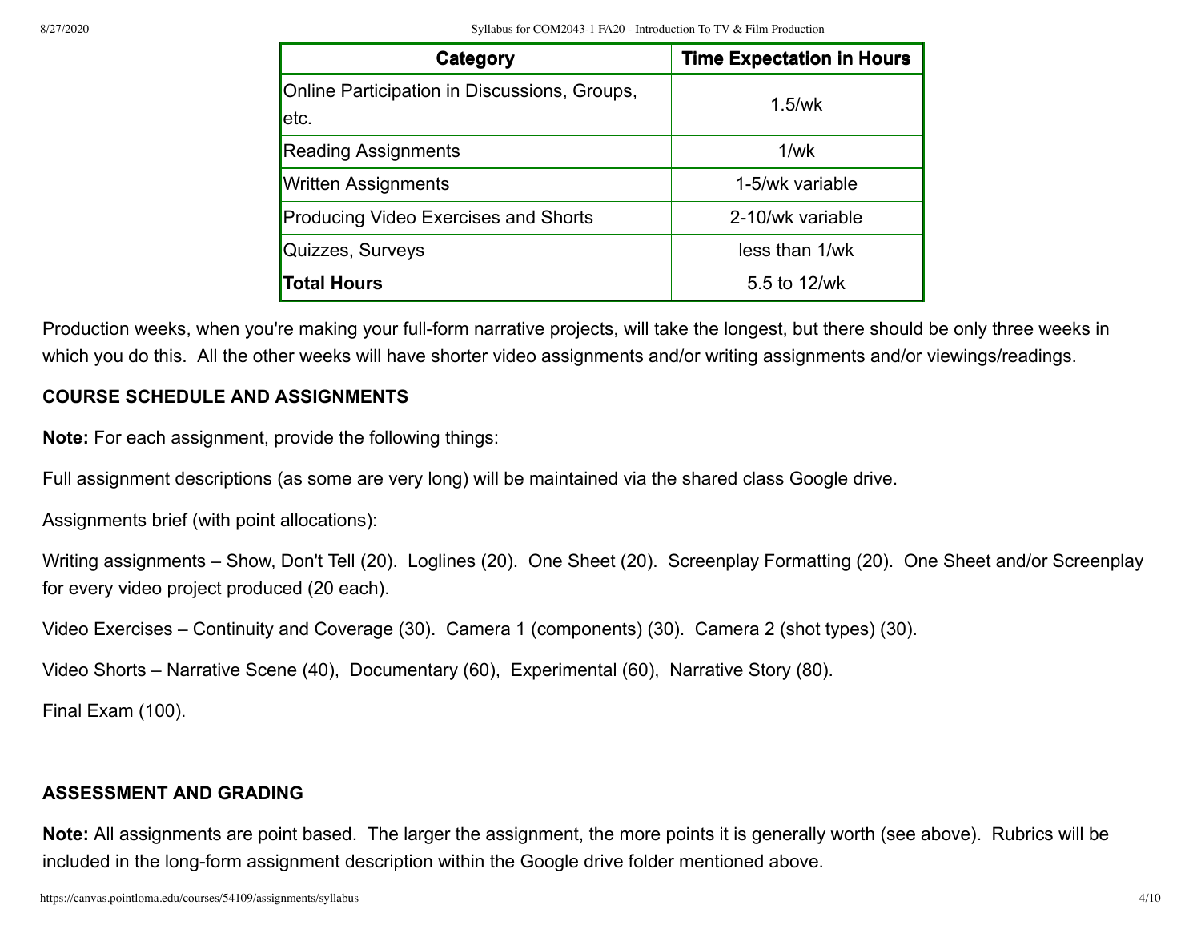| Category | Time Expectation in Hours |
| --- | --- |
| Online Participation in Discussions, Groups, etc. | 1.5/wk |
| Reading Assignments | 1/wk |
| Written Assignments | 1-5/wk variable |
| Producing Video Exercises and Shorts | 2-10/wk variable |
| Quizzes, Surveys | less than 1/wk |
| **Total Hours** | 5.5 to 12/wk |

Production weeks, when you're making your full-form narrative projects, will take the longest, but there should be only three weeks in which you do this. All the other weeks will have shorter video assignments and/or writing assignments and/or viewings/readings.

**COURSE SCHEDULE AND ASSIGNMENTS**

**Note:** For each assignment, provide the following things:

Full assignment descriptions (as some are very long) will be maintained via the shared class Google drive.

Assignments brief (with point allocations):

Writing assignments – Show, Don't Tell (20). Loglines (20). One Sheet (20). Screenplay Formatting (20). One Sheet and/or Screenplay for every video project produced (20 each).

Video Exercises – Continuity and Coverage (30). Camera 1 (components) (30). Camera 2 (shot types) (30).

Video Shorts – Narrative Scene (40), Documentary (60), Experimental (60), Narrative Story (80).

Final Exam (100).

**ASSESSMENT AND GRADING**

**Note:** All assignments are point based. The larger the assignment, the more points it is generally worth (see above). Rubrics will be included in the long-form assignment description within the Google drive folder mentioned above.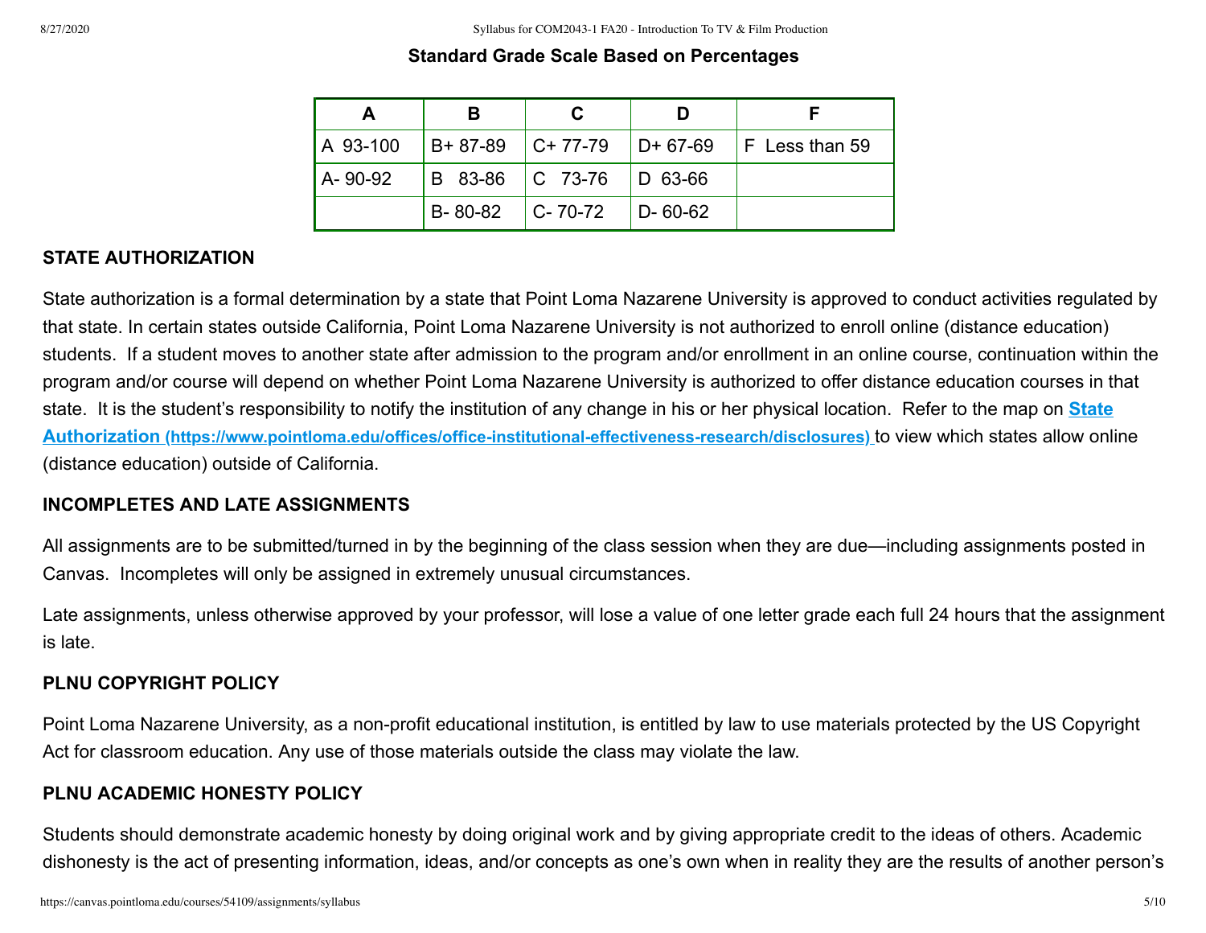### Standard Grade Scale Based on Percentages

| A | B | C | D | F |
|---|---|---|---|---|
| A 93-100 | B+ 87-89 | C+ 77-79 | D+ 67-69 | F Less than 59 |
| A- 90-92 | B 83-86 | C 73-76 | D 63-66 | |
| | B- 80-82 | C- 70-72 | D- 60-62 | |

**STATE AUTHORIZATION**

State authorization is a formal determination by a state that Point Loma Nazarene University is approved to conduct activities regulated by that state. In certain states outside California, Point Loma Nazarene University is not authorized to enroll online (distance education) students. If a student moves to another state after admission to the program and/or enrollment in an online course, continuation within the program and/or course will depend on whether Point Loma Nazarene University is authorized to offer distance education courses in that state. It is the student's responsibility to notify the institution of any change in his or her physical location. Refer to the map on [State Authorization (https://www.pointloma.edu/offices/office-institutional-effectiveness-research/disclosures)](https://www.pointloma.edu/offices/office-institutional-effectiveness-research/disclosures) to view which states allow online (distance education) outside of California.

**INCOMPLETES AND LATE ASSIGNMENTS**

All assignments are to be submitted/turned in by the beginning of the class session when they are due—including assignments posted in Canvas. Incompletes will only be assigned in extremely unusual circumstances.

Late assignments, unless otherwise approved by your professor, will lose a value of one letter grade each full 24 hours that the assignment is late.

**PLNU COPYRIGHT POLICY**

Point Loma Nazarene University, as a non-profit educational institution, is entitled by law to use materials protected by the US Copyright Act for classroom education. Any use of those materials outside the class may violate the law.

**PLNU ACADEMIC HONESTY POLICY**

Students should demonstrate academic honesty by doing original work and by giving appropriate credit to the ideas of others. Academic dishonesty is the act of presenting information, ideas, and/or concepts as one's own when in reality they are the results of another person's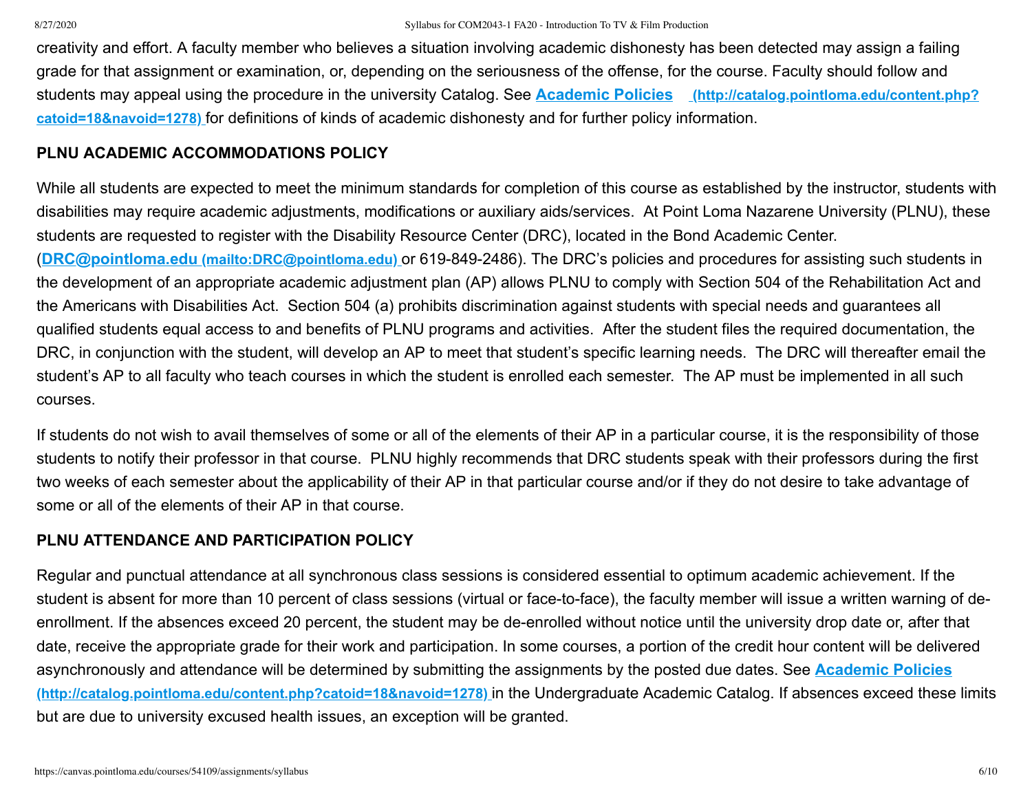creativity and effort. A faculty member who believes a situation involving academic dishonesty has been detected may assign a failing grade for that assignment or examination, or, depending on the seriousness of the offense, for the course. Faculty should follow and students may appeal using the procedure in the university Catalog. See **Academic Policies (http://catalog.pointloma.edu/content.php?catoid=18&navoid=1278)** for definitions of kinds of academic dishonesty and for further policy information.

**PLNU ACADEMIC ACCOMMODATIONS POLICY**

While all students are expected to meet the minimum standards for completion of this course as established by the instructor, students with disabilities may require academic adjustments, modifications or auxiliary aids/services. At Point Loma Nazarene University (PLNU), these students are requested to register with the Disability Resource Center (DRC), located in the Bond Academic Center. (**DRC@pointloma.edu (mailto:DRC@pointloma.edu)** or 619-849-2486). The DRC's policies and procedures for assisting such students in the development of an appropriate academic adjustment plan (AP) allows PLNU to comply with Section 504 of the Rehabilitation Act and the Americans with Disabilities Act. Section 504 (a) prohibits discrimination against students with special needs and guarantees all qualified students equal access to and benefits of PLNU programs and activities. After the student files the required documentation, the DRC, in conjunction with the student, will develop an AP to meet that student's specific learning needs. The DRC will thereafter email the student's AP to all faculty who teach courses in which the student is enrolled each semester. The AP must be implemented in all such courses.

If students do not wish to avail themselves of some or all of the elements of their AP in a particular course, it is the responsibility of those students to notify their professor in that course. PLNU highly recommends that DRC students speak with their professors during the first two weeks of each semester about the applicability of their AP in that particular course and/or if they do not desire to take advantage of some or all of the elements of their AP in that course.

**PLNU ATTENDANCE AND PARTICIPATION POLICY**

Regular and punctual attendance at all synchronous class sessions is considered essential to optimum academic achievement. If the student is absent for more than 10 percent of class sessions (virtual or face-to-face), the faculty member will issue a written warning of de-enrollment. If the absences exceed 20 percent, the student may be de-enrolled without notice until the university drop date or, after that date, receive the appropriate grade for their work and participation. In some courses, a portion of the credit hour content will be delivered asynchronously and attendance will be determined by submitting the assignments by the posted due dates. See **Academic Policies (http://catalog.pointloma.edu/content.php?catoid=18&navoid=1278)** in the Undergraduate Academic Catalog. If absences exceed these limits but are due to university excused health issues, an exception will be granted.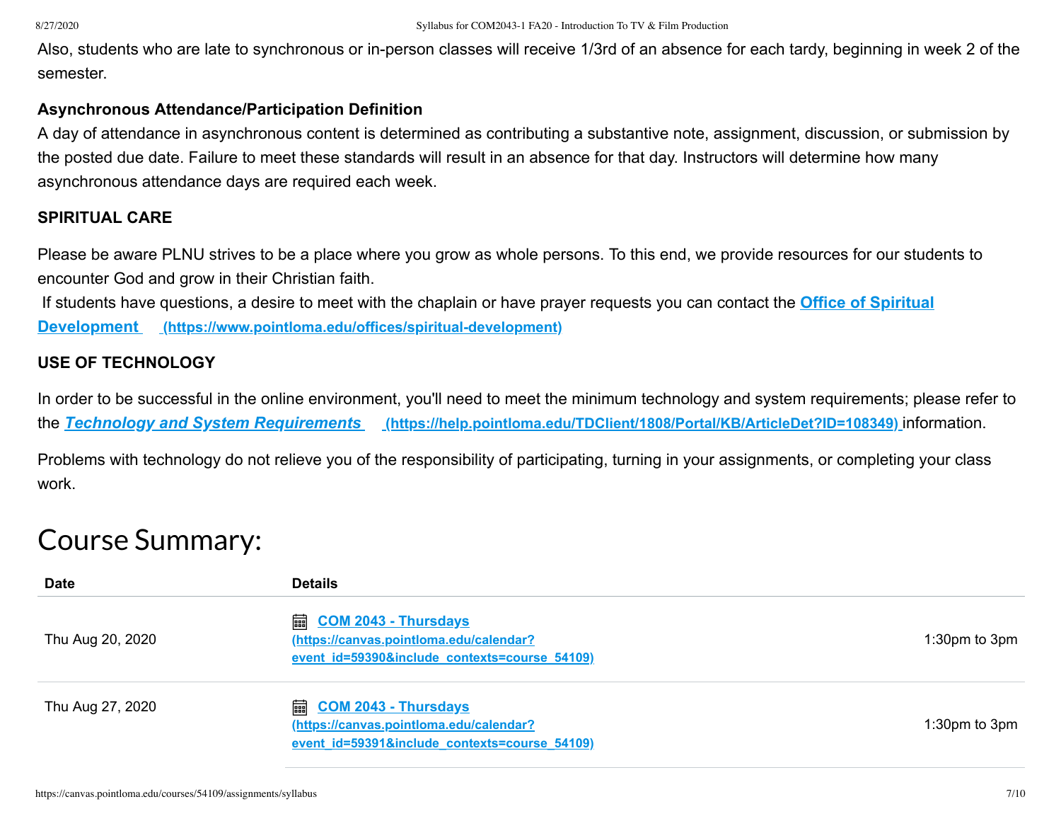Also, students who are late to synchronous or in-person classes will receive 1/3rd of an absence for each tardy, beginning in week 2 of the semester.

**Asynchronous Attendance/Participation Definition**

A day of attendance in asynchronous content is determined as contributing a substantive note, assignment, discussion, or submission by the posted due date. Failure to meet these standards will result in an absence for that day. Instructors will determine how many asynchronous attendance days are required each week.

**SPIRITUAL CARE**

Please be aware PLNU strives to be a place where you grow as whole persons. To this end, we provide resources for our students to encounter God and grow in their Christian faith.

If students have questions, a desire to meet with the chaplain or have prayer requests you can contact the **Office of Spiritual Development (https://www.pointloma.edu/offices/spiritual-development)**

**USE OF TECHNOLOGY**

In order to be successful in the online environment, you'll need to meet the minimum technology and system requirements; please refer to the ***Technology and System Requirements*** **(https://help.pointloma.edu/TDClient/1808/Portal/KB/ArticleDet?ID=108349)** information.

Problems with technology do not relieve you of the responsibility of participating, turning in your assignments, or completing your class work.

# Course Summary:

| Date | Details | |
|---|---|---|
| Thu Aug 20, 2020 | **COM 2043 - Thursdays (https://canvas.pointloma.edu/calendar?event_id=59390&include_contexts=course_54109)** | 1:30pm to 3pm |
| Thu Aug 27, 2020 | **COM 2043 - Thursdays (https://canvas.pointloma.edu/calendar?event_id=59391&include_contexts=course_54109)** | 1:30pm to 3pm |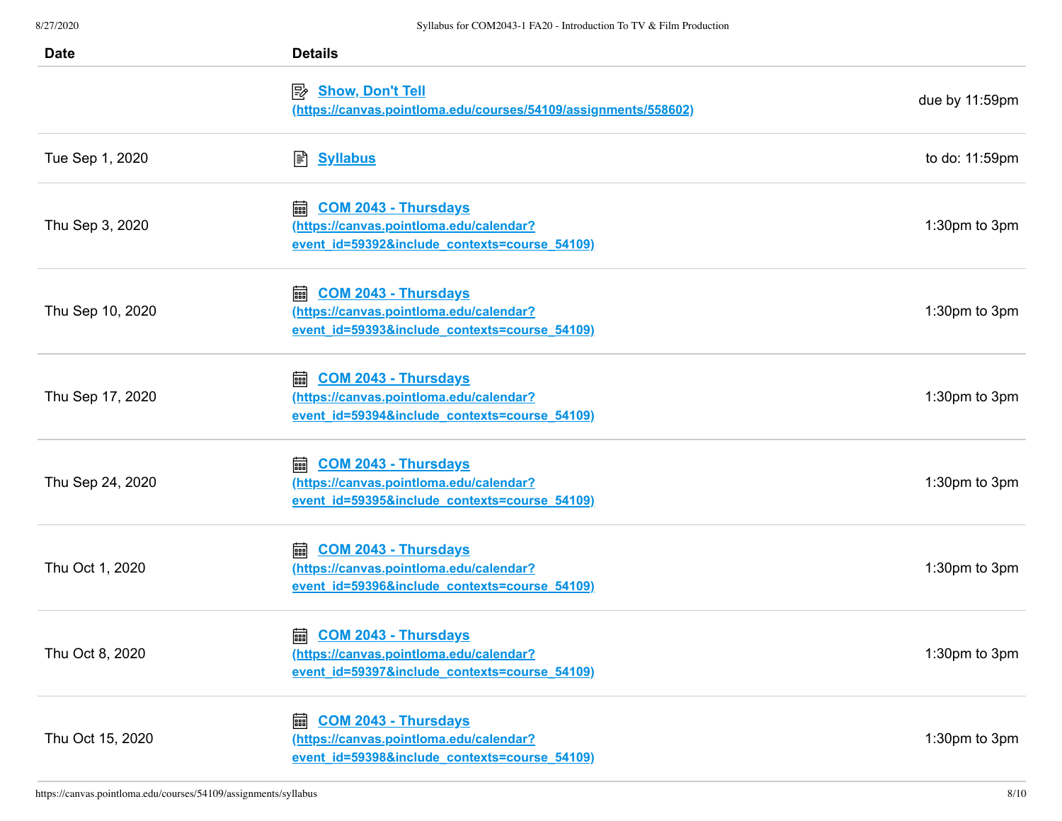| Date | Details | |
|---|---|---|
| | Show, Don't Tell (https://canvas.pointloma.edu/courses/54109/assignments/558602) | due by 11:59pm |
| Tue Sep 1, 2020 | Syllabus | to do: 11:59pm |
| Thu Sep 3, 2020 | COM 2043 - Thursdays (https://canvas.pointloma.edu/calendar?event_id=59392&include_contexts=course_54109) | 1:30pm to 3pm |
| Thu Sep 10, 2020 | COM 2043 - Thursdays (https://canvas.pointloma.edu/calendar?event_id=59393&include_contexts=course_54109) | 1:30pm to 3pm |
| Thu Sep 17, 2020 | COM 2043 - Thursdays (https://canvas.pointloma.edu/calendar?event_id=59394&include_contexts=course_54109) | 1:30pm to 3pm |
| Thu Sep 24, 2020 | COM 2043 - Thursdays (https://canvas.pointloma.edu/calendar?event_id=59395&include_contexts=course_54109) | 1:30pm to 3pm |
| Thu Oct 1, 2020 | COM 2043 - Thursdays (https://canvas.pointloma.edu/calendar?event_id=59396&include_contexts=course_54109) | 1:30pm to 3pm |
| Thu Oct 8, 2020 | COM 2043 - Thursdays (https://canvas.pointloma.edu/calendar?event_id=59397&include_contexts=course_54109) | 1:30pm to 3pm |
| Thu Oct 15, 2020 | COM 2043 - Thursdays (https://canvas.pointloma.edu/calendar?event_id=59398&include_contexts=course_54109) | 1:30pm to 3pm |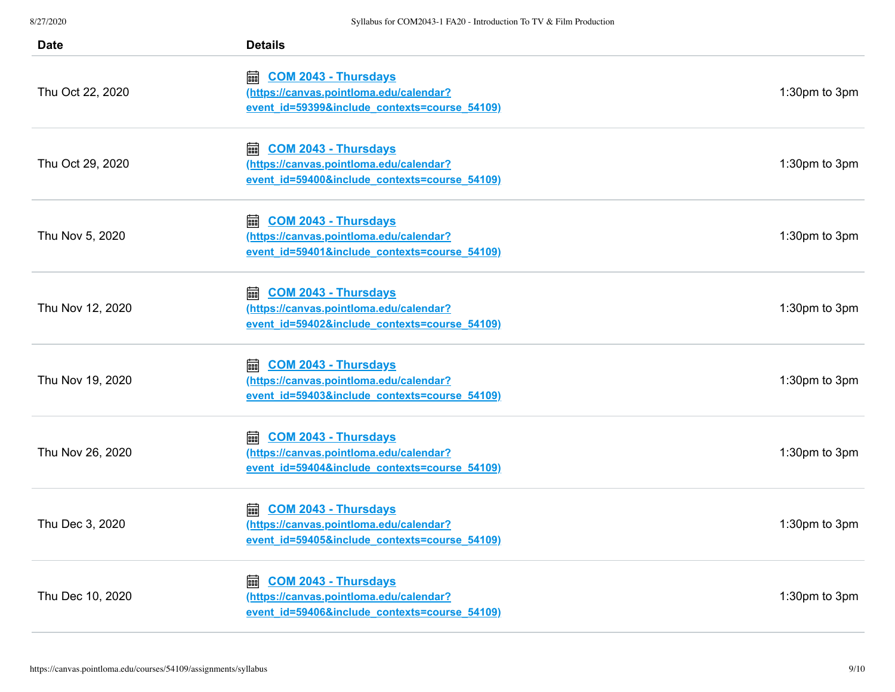| Date | Details | |
|---|---|---|
| Thu Oct 22, 2020 | COM 2043 - Thursdays (https://canvas.pointloma.edu/calendar?event_id=59399&include_contexts=course_54109) | 1:30pm to 3pm |
| Thu Oct 29, 2020 | COM 2043 - Thursdays (https://canvas.pointloma.edu/calendar?event_id=59400&include_contexts=course_54109) | 1:30pm to 3pm |
| Thu Nov 5, 2020 | COM 2043 - Thursdays (https://canvas.pointloma.edu/calendar?event_id=59401&include_contexts=course_54109) | 1:30pm to 3pm |
| Thu Nov 12, 2020 | COM 2043 - Thursdays (https://canvas.pointloma.edu/calendar?event_id=59402&include_contexts=course_54109) | 1:30pm to 3pm |
| Thu Nov 19, 2020 | COM 2043 - Thursdays (https://canvas.pointloma.edu/calendar?event_id=59403&include_contexts=course_54109) | 1:30pm to 3pm |
| Thu Nov 26, 2020 | COM 2043 - Thursdays (https://canvas.pointloma.edu/calendar?event_id=59404&include_contexts=course_54109) | 1:30pm to 3pm |
| Thu Dec 3, 2020 | COM 2043 - Thursdays (https://canvas.pointloma.edu/calendar?event_id=59405&include_contexts=course_54109) | 1:30pm to 3pm |
| Thu Dec 10, 2020 | COM 2043 - Thursdays (https://canvas.pointloma.edu/calendar?event_id=59406&include_contexts=course_54109) | 1:30pm to 3pm |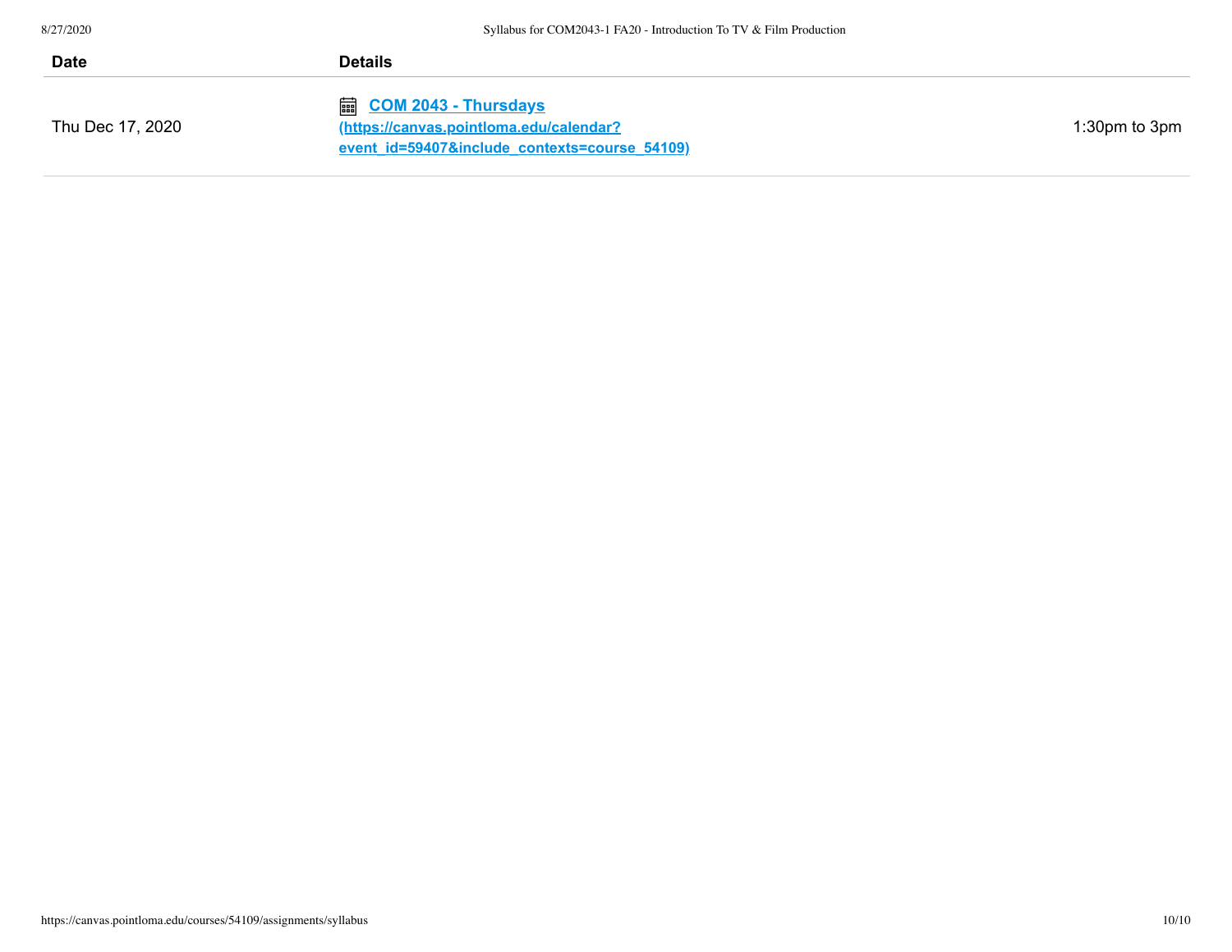| Date | Details | |
|---|---|---|
| Thu Dec 17, 2020 | COM 2043 - Thursdays (https://canvas.pointloma.edu/calendar?event_id=59407&include_contexts=course_54109) | 1:30pm to 3pm |